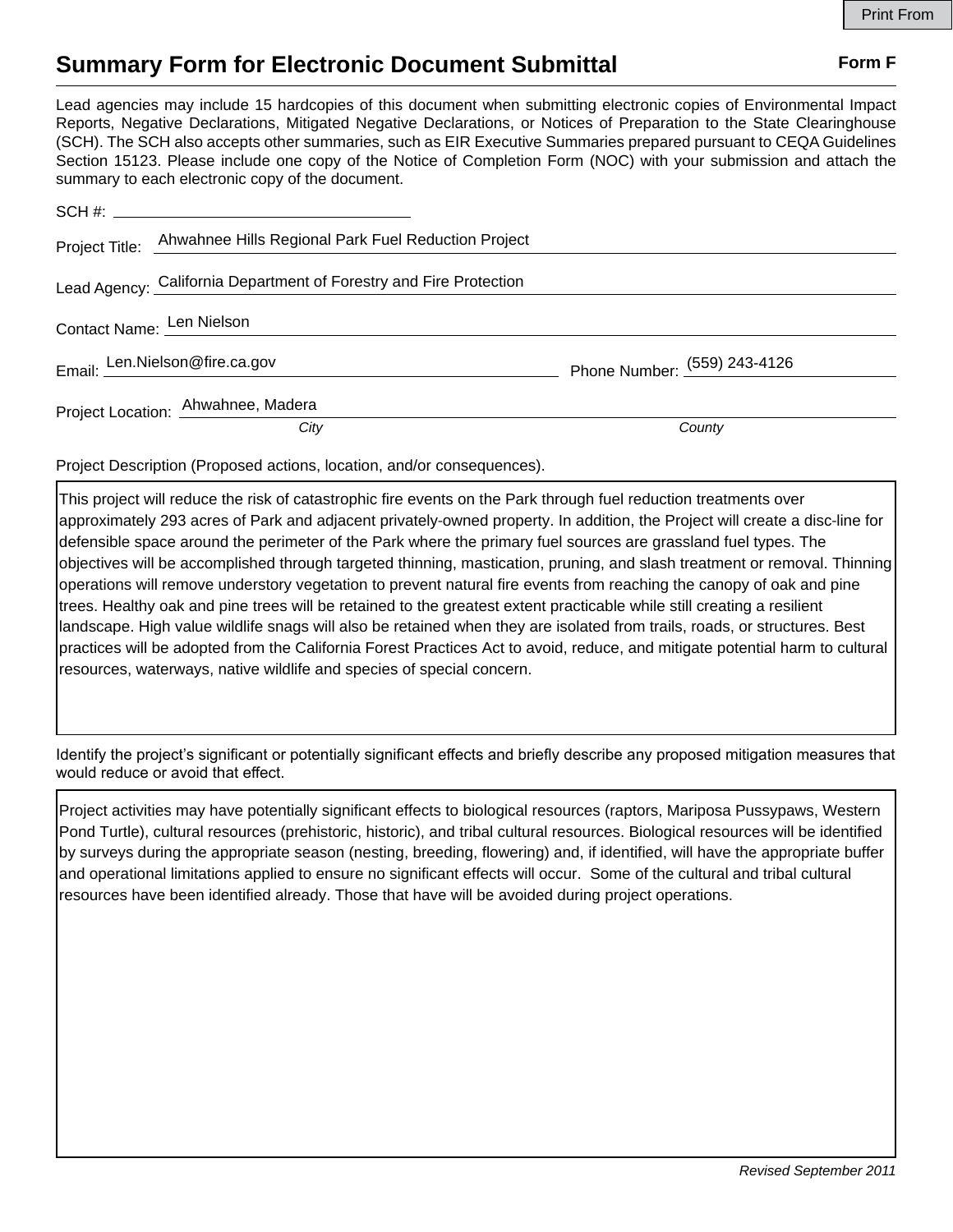Print From

# Summary Form for Electronic Document Submittal

**Form F**

Lead agencies may include 15 hardcopies of this document when submitting electronic copies of Environmental Impact Reports, Negative Declarations, Mitigated Negative Declarations, or Notices of Preparation to the State Clearinghouse (SCH). The SCH also accepts other summaries, such as EIR Executive Summaries prepared pursuant to CEQA Guidelines Section 15123. Please include one copy of the Notice of Completion Form (NOC) with your submission and attach the summary to each electronic copy of the document.

SCH #: ______________________

Project Title: Ahwahnee Hills Regional Park Fuel Reduction Project

Lead Agency: California Department of Forestry and Fire Protection

Contact Name: Len Nielson

Email: Len.Nielson@fire.ca.gov    Phone Number: (559) 243-4126

Project Location: Ahwahnee, Madera

*City*    *County*

Project Description (Proposed actions, location, and/or consequences).

This project will reduce the risk of catastrophic fire events on the Park through fuel reduction treatments over approximately 293 acres of Park and adjacent privately-owned property. In addition, the Project will create a disc-line for defensible space around the perimeter of the Park where the primary fuel sources are grassland fuel types. The objectives will be accomplished through targeted thinning, mastication, pruning, and slash treatment or removal. Thinning operations will remove understory vegetation to prevent natural fire events from reaching the canopy of oak and pine trees. Healthy oak and pine trees will be retained to the greatest extent practicable while still creating a resilient landscape. High value wildlife snags will also be retained when they are isolated from trails, roads, or structures. Best practices will be adopted from the California Forest Practices Act to avoid, reduce, and mitigate potential harm to cultural resources, waterways, native wildlife and species of special concern.

Identify the project's significant or potentially significant effects and briefly describe any proposed mitigation measures that would reduce or avoid that effect.

Project activities may have potentially significant effects to biological resources (raptors, Mariposa Pussypaws, Western Pond Turtle), cultural resources (prehistoric, historic), and tribal cultural resources. Biological resources will be identified by surveys during the appropriate season (nesting, breeding, flowering) and, if identified, will have the appropriate buffer and operational limitations applied to ensure no significant effects will occur. Some of the cultural and tribal cultural resources have been identified already. Those that have will be avoided during project operations.

*Revised September 2011*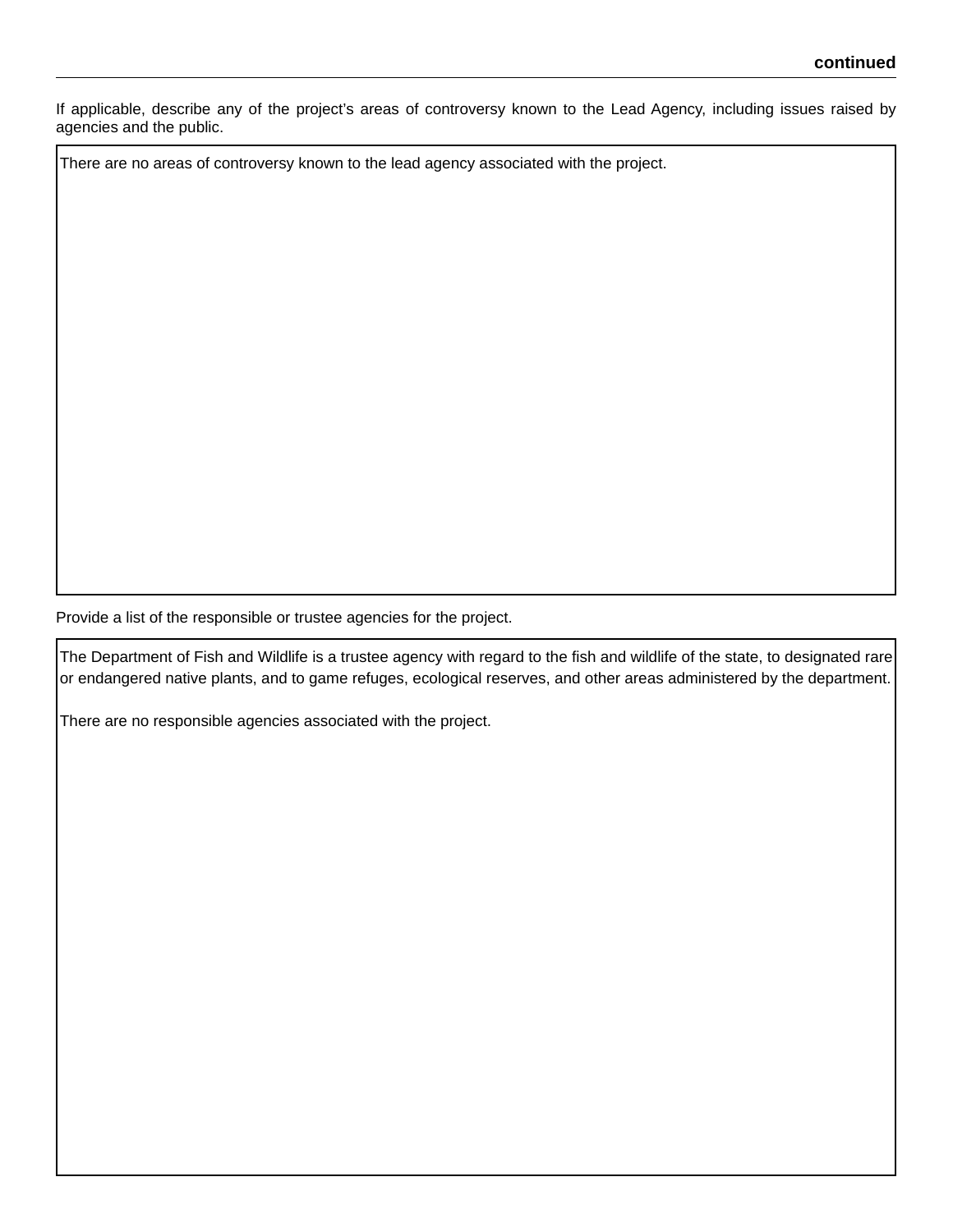If applicable, describe any of the project's areas of controversy known to the Lead Agency, including issues raised by agencies and the public.

There are no areas of controversy known to the lead agency associated with the project.

Provide a list of the responsible or trustee agencies for the project.

The Department of Fish and Wildlife is a trustee agency with regard to the fish and wildlife of the state, to designated rare or endangered native plants, and to game refuges, ecological reserves, and other areas administered by the department.

There are no responsible agencies associated with the project.